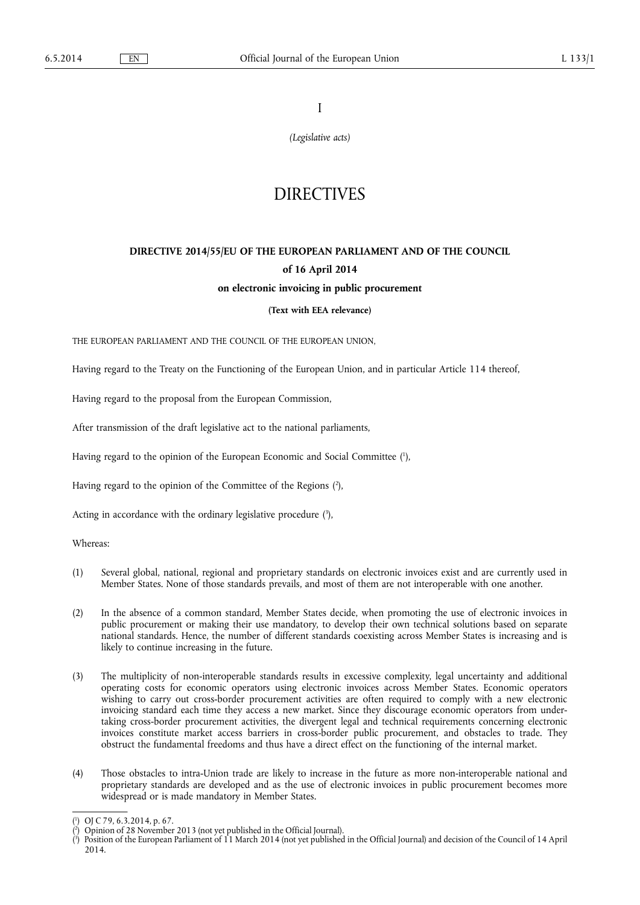I

*(Legislative acts)*

# DIRECTIVES

## DIRECTIVE 2014/55/EU OF THE EUROPEAN PARLIAMENT AND OF THE COUNCIL

### of 16 April 2014

### on electronic invoicing in public procurement

**(Text with EEA relevance)**

THE EUROPEAN PARLIAMENT AND THE COUNCIL OF THE EUROPEAN UNION,

Having regard to the Treaty on the Functioning of the European Union, and in particular Article 114 thereof,

Having regard to the proposal from the European Commission,

After transmission of the draft legislative act to the national parliaments,

Having regard to the opinion of the European Economic and Social Committee ([1]),

Having regard to the opinion of the Committee of the Regions ([2]),

Acting in accordance with the ordinary legislative procedure ([3]),

Whereas:

(1) Several global, national, regional and proprietary standards on electronic invoices exist and are currently used in Member States. None of those standards prevails, and most of them are not interoperable with one another.

(2) In the absence of a common standard, Member States decide, when promoting the use of electronic invoices in public procurement or making their use mandatory, to develop their own technical solutions based on separate national standards. Hence, the number of different standards coexisting across Member States is increasing and is likely to continue increasing in the future.

(3) The multiplicity of non-interoperable standards results in excessive complexity, legal uncertainty and additional operating costs for economic operators using electronic invoices across Member States. Economic operators wishing to carry out cross-border procurement activities are often required to comply with a new electronic invoicing standard each time they access a new market. Since they discourage economic operators from undertaking cross-border procurement activities, the divergent legal and technical requirements concerning electronic invoices constitute market access barriers in cross-border public procurement, and obstacles to trade. They obstruct the fundamental freedoms and thus have a direct effect on the functioning of the internal market.

(4) Those obstacles to intra-Union trade are likely to increase in the future as more non-interoperable national and proprietary standards are developed and as the use of electronic invoices in public procurement becomes more widespread or is made mandatory in Member States.

---

([1]) OJ C 79, 6.3.2014, p. 67.

([2]) Opinion of 28 November 2013 (not yet published in the Official Journal).

([3]) Position of the European Parliament of 11 March 2014 (not yet published in the Official Journal) and decision of the Council of 14 April 2014.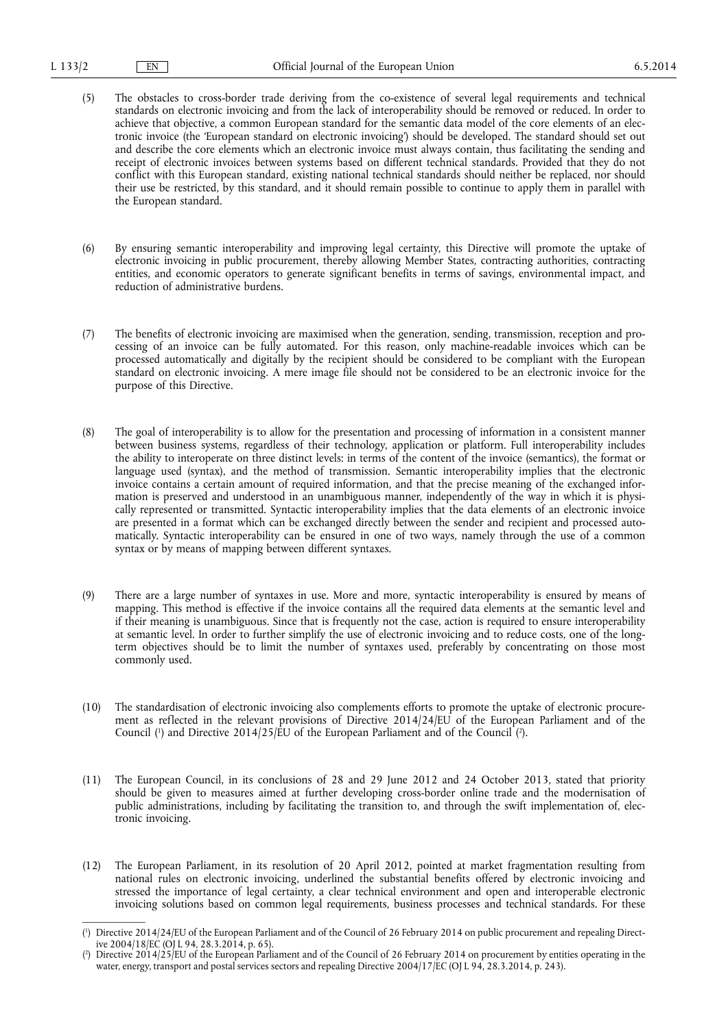(5) The obstacles to cross-border trade deriving from the co-existence of several legal requirements and technical standards on electronic invoicing and from the lack of interoperability should be removed or reduced. In order to achieve that objective, a common European standard for the semantic data model of the core elements of an electronic invoice (the 'European standard on electronic invoicing') should be developed. The standard should set out and describe the core elements which an electronic invoice must always contain, thus facilitating the sending and receipt of electronic invoices between systems based on different technical standards. Provided that they do not conflict with this European standard, existing national technical standards should neither be replaced, nor should their use be restricted, by this standard, and it should remain possible to continue to apply them in parallel with the European standard.

(6) By ensuring semantic interoperability and improving legal certainty, this Directive will promote the uptake of electronic invoicing in public procurement, thereby allowing Member States, contracting authorities, contracting entities, and economic operators to generate significant benefits in terms of savings, environmental impact, and reduction of administrative burdens.

(7) The benefits of electronic invoicing are maximised when the generation, sending, transmission, reception and processing of an invoice can be fully automated. For this reason, only machine-readable invoices which can be processed automatically and digitally by the recipient should be considered to be compliant with the European standard on electronic invoicing. A mere image file should not be considered to be an electronic invoice for the purpose of this Directive.

(8) The goal of interoperability is to allow for the presentation and processing of information in a consistent manner between business systems, regardless of their technology, application or platform. Full interoperability includes the ability to interoperate on three distinct levels: in terms of the content of the invoice (semantics), the format or language used (syntax), and the method of transmission. Semantic interoperability implies that the electronic invoice contains a certain amount of required information, and that the precise meaning of the exchanged information is preserved and understood in an unambiguous manner, independently of the way in which it is physically represented or transmitted. Syntactic interoperability implies that the data elements of an electronic invoice are presented in a format which can be exchanged directly between the sender and recipient and processed automatically. Syntactic interoperability can be ensured in one of two ways, namely through the use of a common syntax or by means of mapping between different syntaxes.

(9) There are a large number of syntaxes in use. More and more, syntactic interoperability is ensured by means of mapping. This method is effective if the invoice contains all the required data elements at the semantic level and if their meaning is unambiguous. Since that is frequently not the case, action is required to ensure interoperability at semantic level. In order to further simplify the use of electronic invoicing and to reduce costs, one of the long-term objectives should be to limit the number of syntaxes used, preferably by concentrating on those most commonly used.

(10) The standardisation of electronic invoicing also complements efforts to promote the uptake of electronic procurement as reflected in the relevant provisions of Directive 2014/24/EU of the European Parliament and of the Council [1] and Directive 2014/25/EU of the European Parliament and of the Council [2].

(11) The European Council, in its conclusions of 28 and 29 June 2012 and 24 October 2013, stated that priority should be given to measures aimed at further developing cross-border online trade and the modernisation of public administrations, including by facilitating the transition to, and through the swift implementation of, electronic invoicing.

(12) The European Parliament, in its resolution of 20 April 2012, pointed at market fragmentation resulting from national rules on electronic invoicing, underlined the substantial benefits offered by electronic invoicing and stressed the importance of legal certainty, a clear technical environment and open and interoperable electronic invoicing solutions based on common legal requirements, business processes and technical standards. For these

---

[1] Directive 2014/24/EU of the European Parliament and of the Council of 26 February 2014 on public procurement and repealing Directive 2004/18/EC (OJ L 94, 28.3.2014, p. 65).

[2] Directive 2014/25/EU of the European Parliament and of the Council of 26 February 2014 on procurement by entities operating in the water, energy, transport and postal services sectors and repealing Directive 2004/17/EC (OJ L 94, 28.3.2014, p. 243).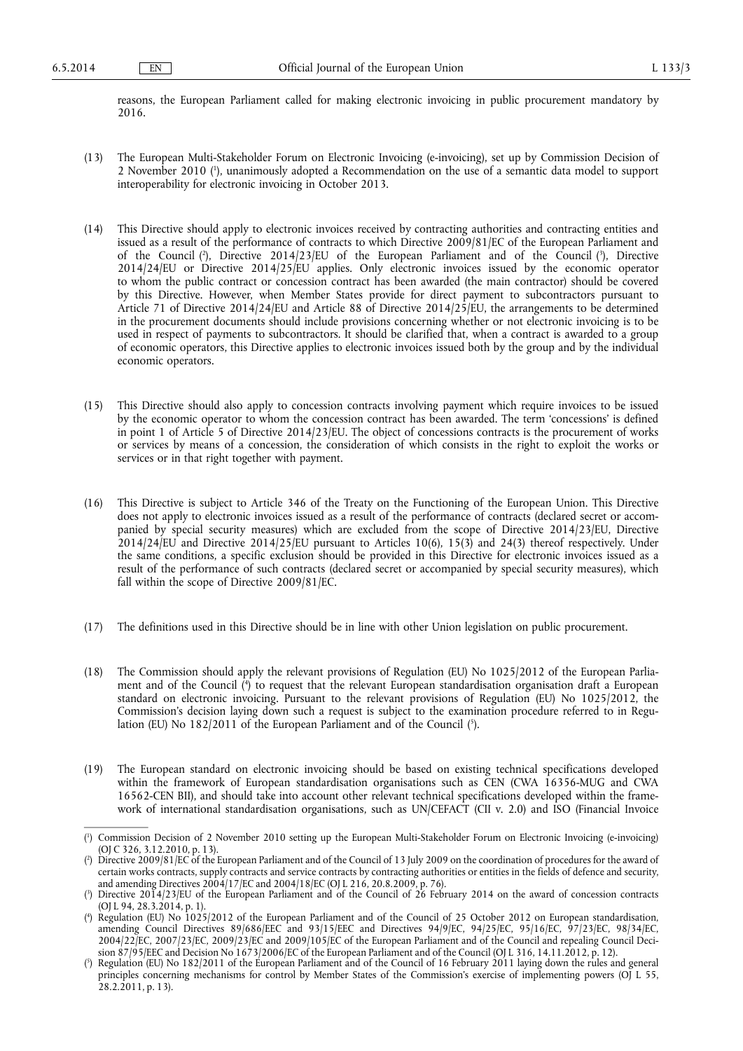reasons, the European Parliament called for making electronic invoicing in public procurement mandatory by 2016.

(13) The European Multi-Stakeholder Forum on Electronic Invoicing (e-invoicing), set up by Commission Decision of 2 November 2010 [1], unanimously adopted a Recommendation on the use of a semantic data model to support interoperability for electronic invoicing in October 2013.

(14) This Directive should apply to electronic invoices received by contracting authorities and contracting entities and issued as a result of the performance of contracts to which Directive 2009/81/EC of the European Parliament and of the Council [2], Directive 2014/23/EU of the European Parliament and of the Council [3], Directive 2014/24/EU or Directive 2014/25/EU applies. Only electronic invoices issued by the economic operator to whom the public contract or concession contract has been awarded (the main contractor) should be covered by this Directive. However, when Member States provide for direct payment to subcontractors pursuant to Article 71 of Directive 2014/24/EU and Article 88 of Directive 2014/25/EU, the arrangements to be determined in the procurement documents should include provisions concerning whether or not electronic invoicing is to be used in respect of payments to subcontractors. It should be clarified that, when a contract is awarded to a group of economic operators, this Directive applies to electronic invoices issued both by the group and by the individual economic operators.

(15) This Directive should also apply to concession contracts involving payment which require invoices to be issued by the economic operator to whom the concession contract has been awarded. The term 'concessions' is defined in point 1 of Article 5 of Directive 2014/23/EU. The object of concessions contracts is the procurement of works or services by means of a concession, the consideration of which consists in the right to exploit the works or services or in that right together with payment.

(16) This Directive is subject to Article 346 of the Treaty on the Functioning of the European Union. This Directive does not apply to electronic invoices issued as a result of the performance of contracts (declared secret or accompanied by special security measures) which are excluded from the scope of Directive 2014/23/EU, Directive 2014/24/EU and Directive 2014/25/EU pursuant to Articles 10(6), 15(3) and 24(3) thereof respectively. Under the same conditions, a specific exclusion should be provided in this Directive for electronic invoices issued as a result of the performance of such contracts (declared secret or accompanied by special security measures), which fall within the scope of Directive 2009/81/EC.

(17) The definitions used in this Directive should be in line with other Union legislation on public procurement.

(18) The Commission should apply the relevant provisions of Regulation (EU) No 1025/2012 of the European Parliament and of the Council [4] to request that the relevant European standardisation organisation draft a European standard on electronic invoicing. Pursuant to the relevant provisions of Regulation (EU) No 1025/2012, the Commission's decision laying down such a request is subject to the examination procedure referred to in Regulation (EU) No 182/2011 of the European Parliament and of the Council [5].

(19) The European standard on electronic invoicing should be based on existing technical specifications developed within the framework of European standardisation organisations such as CEN (CWA 16356-MUG and CWA 16562-CEN BII), and should take into account other relevant technical specifications developed within the framework of international standardisation organisations, such as UN/CEFACT (CII v. 2.0) and ISO (Financial Invoice

---

[1] Commission Decision of 2 November 2010 setting up the European Multi-Stakeholder Forum on Electronic Invoicing (e-invoicing) (OJ C 326, 3.12.2010, p. 13).

[2] Directive 2009/81/EC of the European Parliament and of the Council of 13 July 2009 on the coordination of procedures for the award of certain works contracts, supply contracts and service contracts by contracting authorities or entities in the fields of defence and security, and amending Directives 2004/17/EC and 2004/18/EC (OJ L 216, 20.8.2009, p. 76).

[3] Directive 2014/23/EU of the European Parliament and of the Council of 26 February 2014 on the award of concession contracts (OJ L 94, 28.3.2014, p. 1).

[4] Regulation (EU) No 1025/2012 of the European Parliament and of the Council of 25 October 2012 on European standardisation, amending Council Directives 89/686/EEC and 93/15/EEC and Directives 94/9/EC, 94/25/EC, 95/16/EC, 97/23/EC, 98/34/EC, 2004/22/EC, 2007/23/EC, 2009/23/EC and 2009/105/EC of the European Parliament and of the Council and repealing Council Decision 87/95/EEC and Decision No 1673/2006/EC of the European Parliament and of the Council (OJ L 316, 14.11.2012, p. 12).

[5] Regulation (EU) No 182/2011 of the European Parliament and of the Council of 16 February 2011 laying down the rules and general principles concerning mechanisms for control by Member States of the Commission's exercise of implementing powers (OJ L 55, 28.2.2011, p. 13).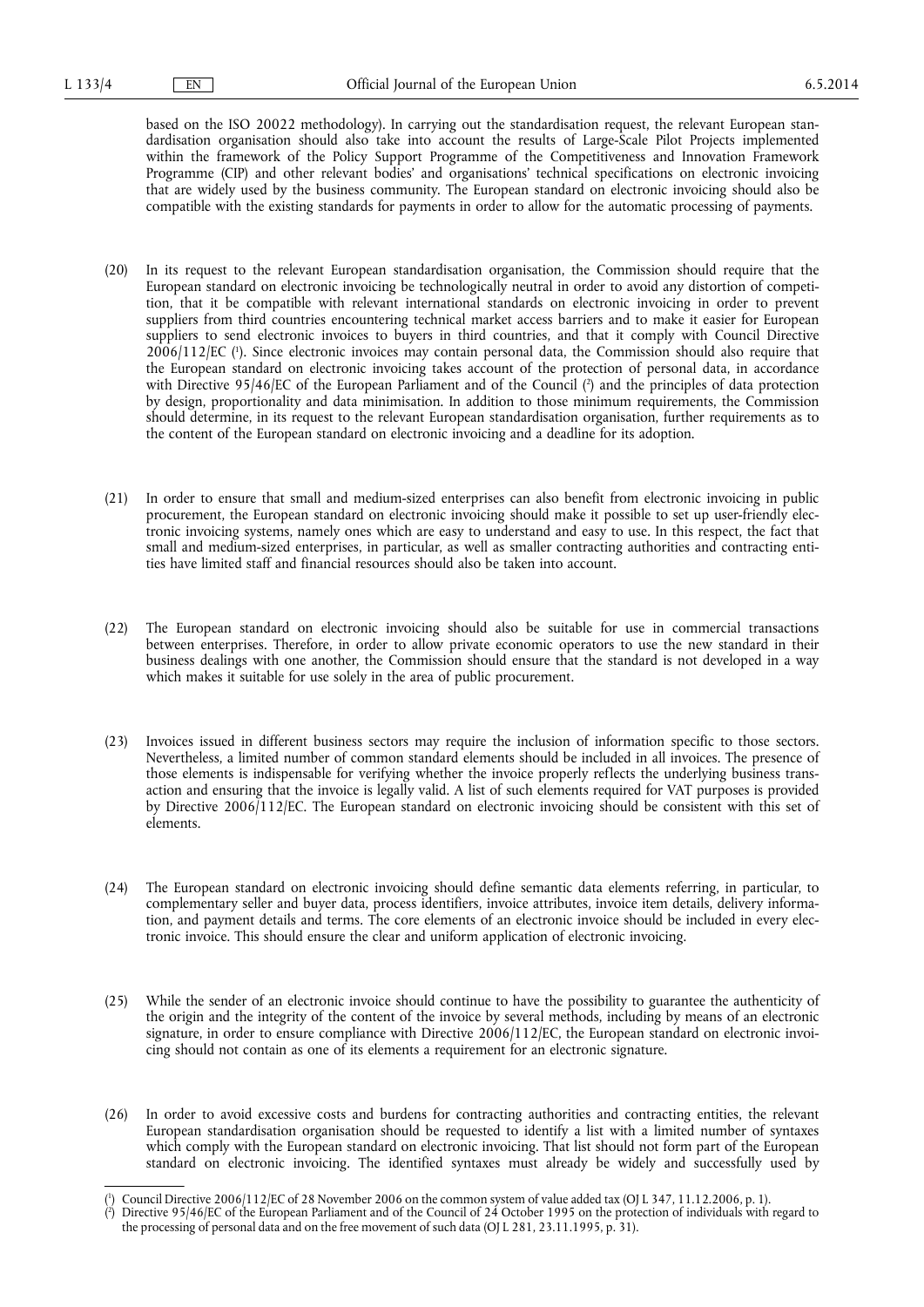based on the ISO 20022 methodology). In carrying out the standardisation request, the relevant European standardisation organisation should also take into account the results of Large-Scale Pilot Projects implemented within the framework of the Policy Support Programme of the Competitiveness and Innovation Framework Programme (CIP) and other relevant bodies' and organisations' technical specifications on electronic invoicing that are widely used by the business community. The European standard on electronic invoicing should also be compatible with the existing standards for payments in order to allow for the automatic processing of payments.

(20) In its request to the relevant European standardisation organisation, the Commission should require that the European standard on electronic invoicing be technologically neutral in order to avoid any distortion of competition, that it be compatible with relevant international standards on electronic invoicing in order to prevent suppliers from third countries encountering technical market access barriers and to make it easier for European suppliers to send electronic invoices to buyers in third countries, and that it comply with Council Directive 2006/112/EC [1]. Since electronic invoices may contain personal data, the Commission should also require that the European standard on electronic invoicing takes account of the protection of personal data, in accordance with Directive 95/46/EC of the European Parliament and of the Council [2] and the principles of data protection by design, proportionality and data minimisation. In addition to those minimum requirements, the Commission should determine, in its request to the relevant European standardisation organisation, further requirements as to the content of the European standard on electronic invoicing and a deadline for its adoption.

(21) In order to ensure that small and medium-sized enterprises can also benefit from electronic invoicing in public procurement, the European standard on electronic invoicing should make it possible to set up user-friendly electronic invoicing systems, namely ones which are easy to understand and easy to use. In this respect, the fact that small and medium-sized enterprises, in particular, as well as smaller contracting authorities and contracting entities have limited staff and financial resources should also be taken into account.

(22) The European standard on electronic invoicing should also be suitable for use in commercial transactions between enterprises. Therefore, in order to allow private economic operators to use the new standard in their business dealings with one another, the Commission should ensure that the standard is not developed in a way which makes it suitable for use solely in the area of public procurement.

(23) Invoices issued in different business sectors may require the inclusion of information specific to those sectors. Nevertheless, a limited number of common standard elements should be included in all invoices. The presence of those elements is indispensable for verifying whether the invoice properly reflects the underlying business transaction and ensuring that the invoice is legally valid. A list of such elements required for VAT purposes is provided by Directive 2006/112/EC. The European standard on electronic invoicing should be consistent with this set of elements.

(24) The European standard on electronic invoicing should define semantic data elements referring, in particular, to complementary seller and buyer data, process identifiers, invoice attributes, invoice item details, delivery information, and payment details and terms. The core elements of an electronic invoice should be included in every electronic invoice. This should ensure the clear and uniform application of electronic invoicing.

(25) While the sender of an electronic invoice should continue to have the possibility to guarantee the authenticity of the origin and the integrity of the content of the invoice by several methods, including by means of an electronic signature, in order to ensure compliance with Directive 2006/112/EC, the European standard on electronic invoicing should not contain as one of its elements a requirement for an electronic signature.

(26) In order to avoid excessive costs and burdens for contracting authorities and contracting entities, the relevant European standardisation organisation should be requested to identify a list with a limited number of syntaxes which comply with the European standard on electronic invoicing. That list should not form part of the European standard on electronic invoicing. The identified syntaxes must already be widely and successfully used by

---

[1] Council Directive 2006/112/EC of 28 November 2006 on the common system of value added tax (OJ L 347, 11.12.2006, p. 1).

[2] Directive 95/46/EC of the European Parliament and of the Council of 24 October 1995 on the protection of individuals with regard to the processing of personal data and on the free movement of such data (OJ L 281, 23.11.1995, p. 31).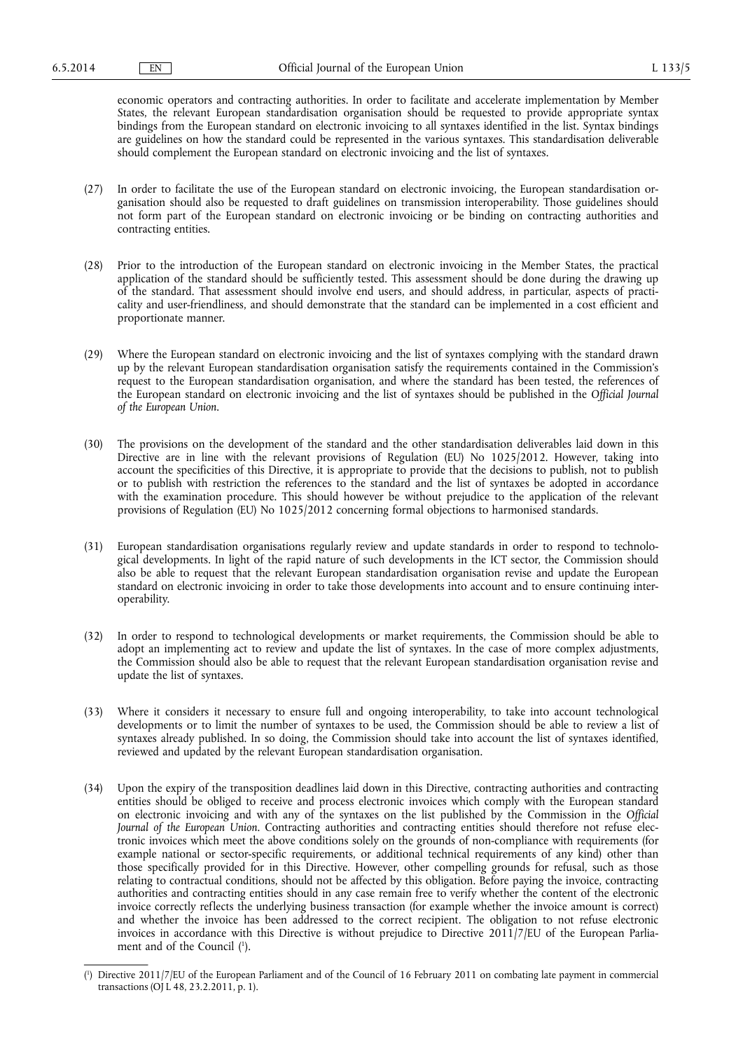economic operators and contracting authorities. In order to facilitate and accelerate implementation by Member States, the relevant European standardisation organisation should be requested to provide appropriate syntax bindings from the European standard on electronic invoicing to all syntaxes identified in the list. Syntax bindings are guidelines on how the standard could be represented in the various syntaxes. This standardisation deliverable should complement the European standard on electronic invoicing and the list of syntaxes.

(27) In order to facilitate the use of the European standard on electronic invoicing, the European standardisation organisation should also be requested to draft guidelines on transmission interoperability. Those guidelines should not form part of the European standard on electronic invoicing or be binding on contracting authorities and contracting entities.

(28) Prior to the introduction of the European standard on electronic invoicing in the Member States, the practical application of the standard should be sufficiently tested. This assessment should be done during the drawing up of the standard. That assessment should involve end users, and should address, in particular, aspects of practicality and user-friendliness, and should demonstrate that the standard can be implemented in a cost efficient and proportionate manner.

(29) Where the European standard on electronic invoicing and the list of syntaxes complying with the standard drawn up by the relevant European standardisation organisation satisfy the requirements contained in the Commission's request to the European standardisation organisation, and where the standard has been tested, the references of the European standard on electronic invoicing and the list of syntaxes should be published in the *Official Journal of the European Union*.

(30) The provisions on the development of the standard and the other standardisation deliverables laid down in this Directive are in line with the relevant provisions of Regulation (EU) No 1025/2012. However, taking into account the specificities of this Directive, it is appropriate to provide that the decisions to publish, not to publish or to publish with restriction the references to the standard and the list of syntaxes be adopted in accordance with the examination procedure. This should however be without prejudice to the application of the relevant provisions of Regulation (EU) No 1025/2012 concerning formal objections to harmonised standards.

(31) European standardisation organisations regularly review and update standards in order to respond to technological developments. In light of the rapid nature of such developments in the ICT sector, the Commission should also be able to request that the relevant European standardisation organisation revise and update the European standard on electronic invoicing in order to take those developments into account and to ensure continuing interoperability.

(32) In order to respond to technological developments or market requirements, the Commission should be able to adopt an implementing act to review and update the list of syntaxes. In the case of more complex adjustments, the Commission should also be able to request that the relevant European standardisation organisation revise and update the list of syntaxes.

(33) Where it considers it necessary to ensure full and ongoing interoperability, to take into account technological developments or to limit the number of syntaxes to be used, the Commission should be able to review a list of syntaxes already published. In so doing, the Commission should take into account the list of syntaxes identified, reviewed and updated by the relevant European standardisation organisation.

(34) Upon the expiry of the transposition deadlines laid down in this Directive, contracting authorities and contracting entities should be obliged to receive and process electronic invoices which comply with the European standard on electronic invoicing and with any of the syntaxes on the list published by the Commission in the *Official Journal of the European Union*. Contracting authorities and contracting entities should therefore not refuse electronic invoices which meet the above conditions solely on the grounds of non-compliance with requirements (for example national or sector-specific requirements, or additional technical requirements of any kind) other than those specifically provided for in this Directive. However, other compelling grounds for refusal, such as those relating to contractual conditions, should not be affected by this obligation. Before paying the invoice, contracting authorities and contracting entities should in any case remain free to verify whether the content of the electronic invoice correctly reflects the underlying business transaction (for example whether the invoice amount is correct) and whether the invoice has been addressed to the correct recipient. The obligation to not refuse electronic invoices in accordance with this Directive is without prejudice to Directive 2011/7/EU of the European Parliament and of the Council [1].

---

[1] Directive 2011/7/EU of the European Parliament and of the Council of 16 February 2011 on combating late payment in commercial transactions (OJ L 48, 23.2.2011, p. 1).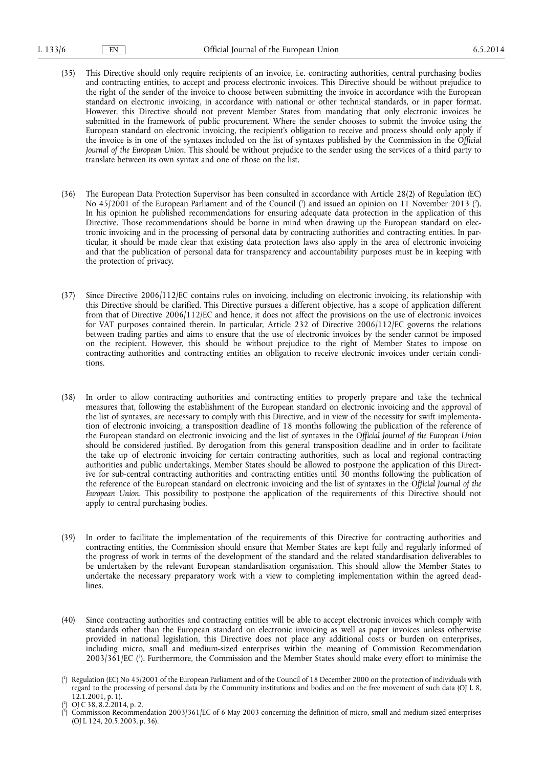(35) This Directive should only require recipients of an invoice, i.e. contracting authorities, central purchasing bodies and contracting entities, to accept and process electronic invoices. This Directive should be without prejudice to the right of the sender of the invoice to choose between submitting the invoice in accordance with the European standard on electronic invoicing, in accordance with national or other technical standards, or in paper format. However, this Directive should not prevent Member States from mandating that only electronic invoices be submitted in the framework of public procurement. Where the sender chooses to submit the invoice using the European standard on electronic invoicing, the recipient's obligation to receive and process should only apply if the invoice is in one of the syntaxes included on the list of syntaxes published by the Commission in the *Official Journal of the European Union*. This should be without prejudice to the sender using the services of a third party to translate between its own syntax and one of those on the list.

(36) The European Data Protection Supervisor has been consulted in accordance with Article 28(2) of Regulation (EC) No 45/2001 of the European Parliament and of the Council [1] and issued an opinion on 11 November 2013 [2]. In his opinion he published recommendations for ensuring adequate data protection in the application of this Directive. Those recommendations should be borne in mind when drawing up the European standard on electronic invoicing and in the processing of personal data by contracting authorities and contracting entities. In particular, it should be made clear that existing data protection laws also apply in the area of electronic invoicing and that the publication of personal data for transparency and accountability purposes must be in keeping with the protection of privacy.

(37) Since Directive 2006/112/EC contains rules on invoicing, including on electronic invoicing, its relationship with this Directive should be clarified. This Directive pursues a different objective, has a scope of application different from that of Directive 2006/112/EC and hence, it does not affect the provisions on the use of electronic invoices for VAT purposes contained therein. In particular, Article 232 of Directive 2006/112/EC governs the relations between trading parties and aims to ensure that the use of electronic invoices by the sender cannot be imposed on the recipient. However, this should be without prejudice to the right of Member States to impose on contracting authorities and contracting entities an obligation to receive electronic invoices under certain conditions.

(38) In order to allow contracting authorities and contracting entities to properly prepare and take the technical measures that, following the establishment of the European standard on electronic invoicing and the approval of the list of syntaxes, are necessary to comply with this Directive, and in view of the necessity for swift implementation of electronic invoicing, a transposition deadline of 18 months following the publication of the reference of the European standard on electronic invoicing and the list of syntaxes in the *Official Journal of the European Union* should be considered justified. By derogation from this general transposition deadline and in order to facilitate the take up of electronic invoicing for certain contracting authorities, such as local and regional contracting authorities and public undertakings, Member States should be allowed to postpone the application of this Directive for sub-central contracting authorities and contracting entities until 30 months following the publication of the reference of the European standard on electronic invoicing and the list of syntaxes in the *Official Journal of the European Union*. This possibility to postpone the application of the requirements of this Directive should not apply to central purchasing bodies.

(39) In order to facilitate the implementation of the requirements of this Directive for contracting authorities and contracting entities, the Commission should ensure that Member States are kept fully and regularly informed of the progress of work in terms of the development of the standard and the related standardisation deliverables to be undertaken by the relevant European standardisation organisation. This should allow the Member States to undertake the necessary preparatory work with a view to completing implementation within the agreed deadlines.

(40) Since contracting authorities and contracting entities will be able to accept electronic invoices which comply with standards other than the European standard on electronic invoicing as well as paper invoices unless otherwise provided in national legislation, this Directive does not place any additional costs or burden on enterprises, including micro, small and medium-sized enterprises within the meaning of Commission Recommendation 2003/361/EC [3]. Furthermore, the Commission and the Member States should make every effort to minimise the

---

[1] Regulation (EC) No 45/2001 of the European Parliament and of the Council of 18 December 2000 on the protection of individuals with regard to the processing of personal data by the Community institutions and bodies and on the free movement of such data (OJ L 8, 12.1.2001, p. 1).

[2] OJ C 38, 8.2.2014, p. 2.

[3] Commission Recommendation 2003/361/EC of 6 May 2003 concerning the definition of micro, small and medium-sized enterprises (OJ L 124, 20.5.2003, p. 36).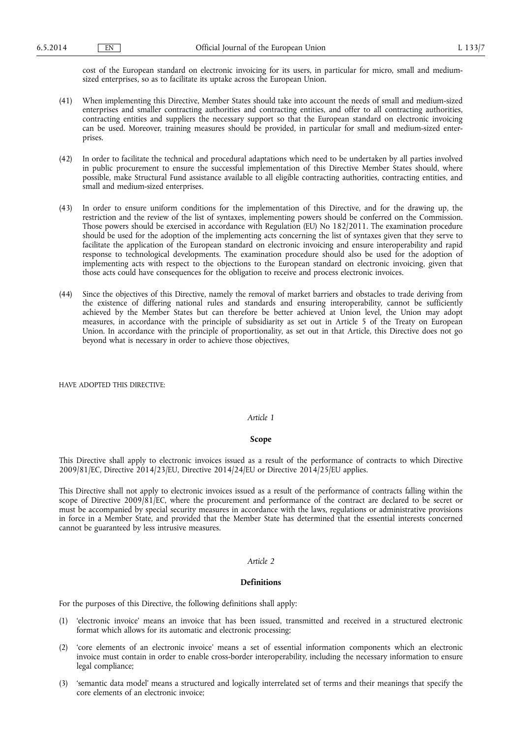cost of the European standard on electronic invoicing for its users, in particular for micro, small and medium-sized enterprises, so as to facilitate its uptake across the European Union.

(41) When implementing this Directive, Member States should take into account the needs of small and medium-sized enterprises and smaller contracting authorities and contracting entities, and offer to all contracting authorities, contracting entities and suppliers the necessary support so that the European standard on electronic invoicing can be used. Moreover, training measures should be provided, in particular for small and medium-sized enterprises.

(42) In order to facilitate the technical and procedural adaptations which need to be undertaken by all parties involved in public procurement to ensure the successful implementation of this Directive Member States should, where possible, make Structural Fund assistance available to all eligible contracting authorities, contracting entities, and small and medium-sized enterprises.

(43) In order to ensure uniform conditions for the implementation of this Directive, and for the drawing up, the restriction and the review of the list of syntaxes, implementing powers should be conferred on the Commission. Those powers should be exercised in accordance with Regulation (EU) No 182/2011. The examination procedure should be used for the adoption of the implementing acts concerning the list of syntaxes given that they serve to facilitate the application of the European standard on electronic invoicing and ensure interoperability and rapid response to technological developments. The examination procedure should also be used for the adoption of implementing acts with respect to the objections to the European standard on electronic invoicing, given that those acts could have consequences for the obligation to receive and process electronic invoices.

(44) Since the objectives of this Directive, namely the removal of market barriers and obstacles to trade deriving from the existence of differing national rules and standards and ensuring interoperability, cannot be sufficiently achieved by the Member States but can therefore be better achieved at Union level, the Union may adopt measures, in accordance with the principle of subsidiarity as set out in Article 5 of the Treaty on European Union. In accordance with the principle of proportionality, as set out in that Article, this Directive does not go beyond what is necessary in order to achieve those objectives,

HAVE ADOPTED THIS DIRECTIVE:

*Article 1*

**Scope**

This Directive shall apply to electronic invoices issued as a result of the performance of contracts to which Directive 2009/81/EC, Directive 2014/23/EU, Directive 2014/24/EU or Directive 2014/25/EU applies.

This Directive shall not apply to electronic invoices issued as a result of the performance of contracts falling within the scope of Directive 2009/81/EC, where the procurement and performance of the contract are declared to be secret or must be accompanied by special security measures in accordance with the laws, regulations or administrative provisions in force in a Member State, and provided that the Member State has determined that the essential interests concerned cannot be guaranteed by less intrusive measures.

*Article 2*

**Definitions**

For the purposes of this Directive, the following definitions shall apply:

(1) 'electronic invoice' means an invoice that has been issued, transmitted and received in a structured electronic format which allows for its automatic and electronic processing;

(2) 'core elements of an electronic invoice' means a set of essential information components which an electronic invoice must contain in order to enable cross-border interoperability, including the necessary information to ensure legal compliance;

(3) 'semantic data model' means a structured and logically interrelated set of terms and their meanings that specify the core elements of an electronic invoice;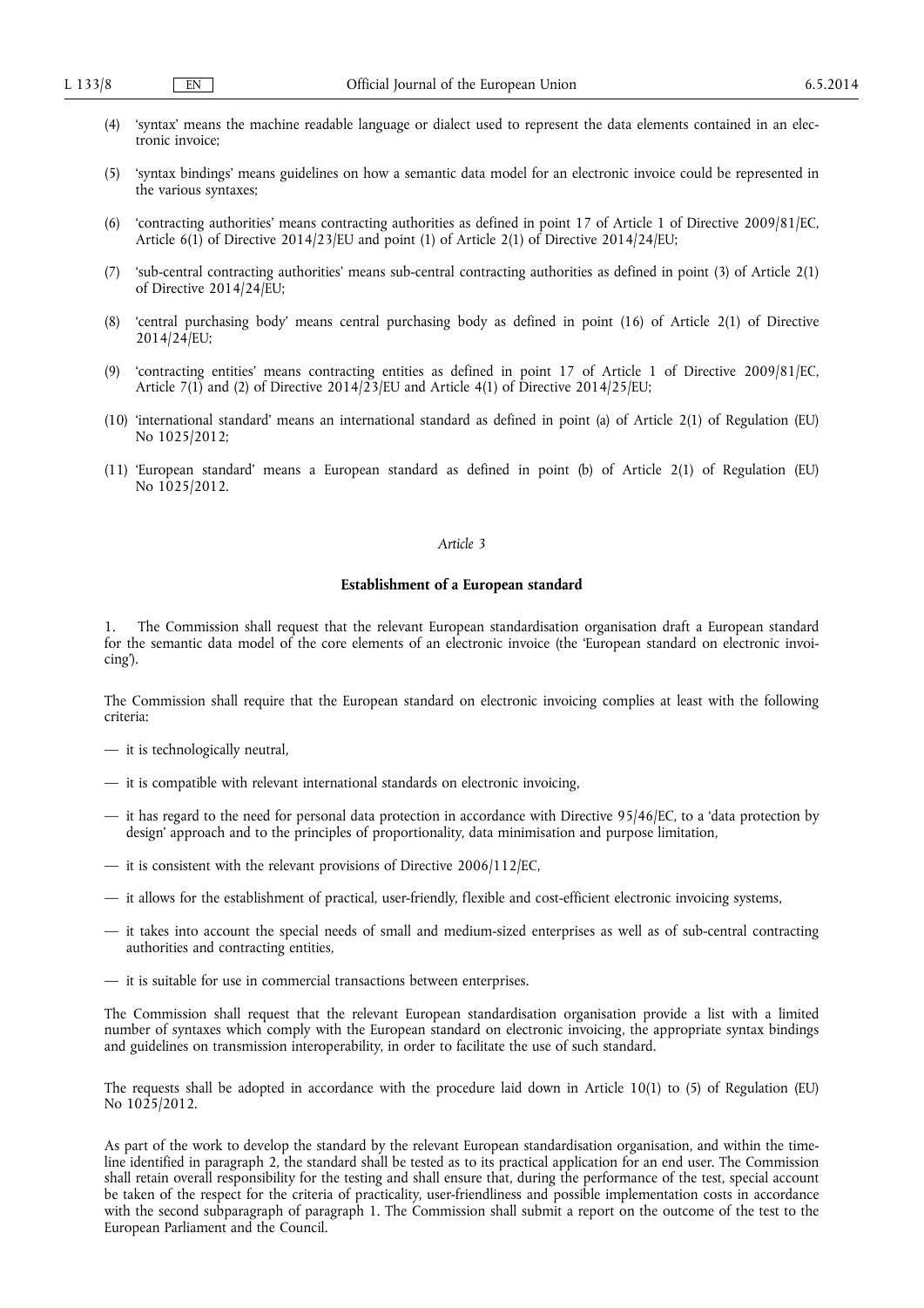(4) 'syntax' means the machine readable language or dialect used to represent the data elements contained in an electronic invoice;

(5) 'syntax bindings' means guidelines on how a semantic data model for an electronic invoice could be represented in the various syntaxes;

(6) 'contracting authorities' means contracting authorities as defined in point 17 of Article 1 of Directive 2009/81/EC, Article 6(1) of Directive 2014/23/EU and point (1) of Article 2(1) of Directive 2014/24/EU;

(7) 'sub-central contracting authorities' means sub-central contracting authorities as defined in point (3) of Article 2(1) of Directive 2014/24/EU;

(8) 'central purchasing body' means central purchasing body as defined in point (16) of Article 2(1) of Directive 2014/24/EU;

(9) 'contracting entities' means contracting entities as defined in point 17 of Article 1 of Directive 2009/81/EC, Article 7(1) and (2) of Directive 2014/23/EU and Article 4(1) of Directive 2014/25/EU;

(10) 'international standard' means an international standard as defined in point (a) of Article 2(1) of Regulation (EU) No 1025/2012;

(11) 'European standard' means a European standard as defined in point (b) of Article 2(1) of Regulation (EU) No 1025/2012.

*Article 3*

**Establishment of a European standard**

1. The Commission shall request that the relevant European standardisation organisation draft a European standard for the semantic data model of the core elements of an electronic invoice (the 'European standard on electronic invoicing').

The Commission shall require that the European standard on electronic invoicing complies at least with the following criteria:

— it is technologically neutral,

— it is compatible with relevant international standards on electronic invoicing,

— it has regard to the need for personal data protection in accordance with Directive 95/46/EC, to a 'data protection by design' approach and to the principles of proportionality, data minimisation and purpose limitation,

— it is consistent with the relevant provisions of Directive 2006/112/EC,

— it allows for the establishment of practical, user-friendly, flexible and cost-efficient electronic invoicing systems,

— it takes into account the special needs of small and medium-sized enterprises as well as of sub-central contracting authorities and contracting entities,

— it is suitable for use in commercial transactions between enterprises.

The Commission shall request that the relevant European standardisation organisation provide a list with a limited number of syntaxes which comply with the European standard on electronic invoicing, the appropriate syntax bindings and guidelines on transmission interoperability, in order to facilitate the use of such standard.

The requests shall be adopted in accordance with the procedure laid down in Article 10(1) to (5) of Regulation (EU) No 1025/2012.

As part of the work to develop the standard by the relevant European standardisation organisation, and within the timeline identified in paragraph 2, the standard shall be tested as to its practical application for an end user. The Commission shall retain overall responsibility for the testing and shall ensure that, during the performance of the test, special account be taken of the respect for the criteria of practicality, user-friendliness and possible implementation costs in accordance with the second subparagraph of paragraph 1. The Commission shall submit a report on the outcome of the test to the European Parliament and the Council.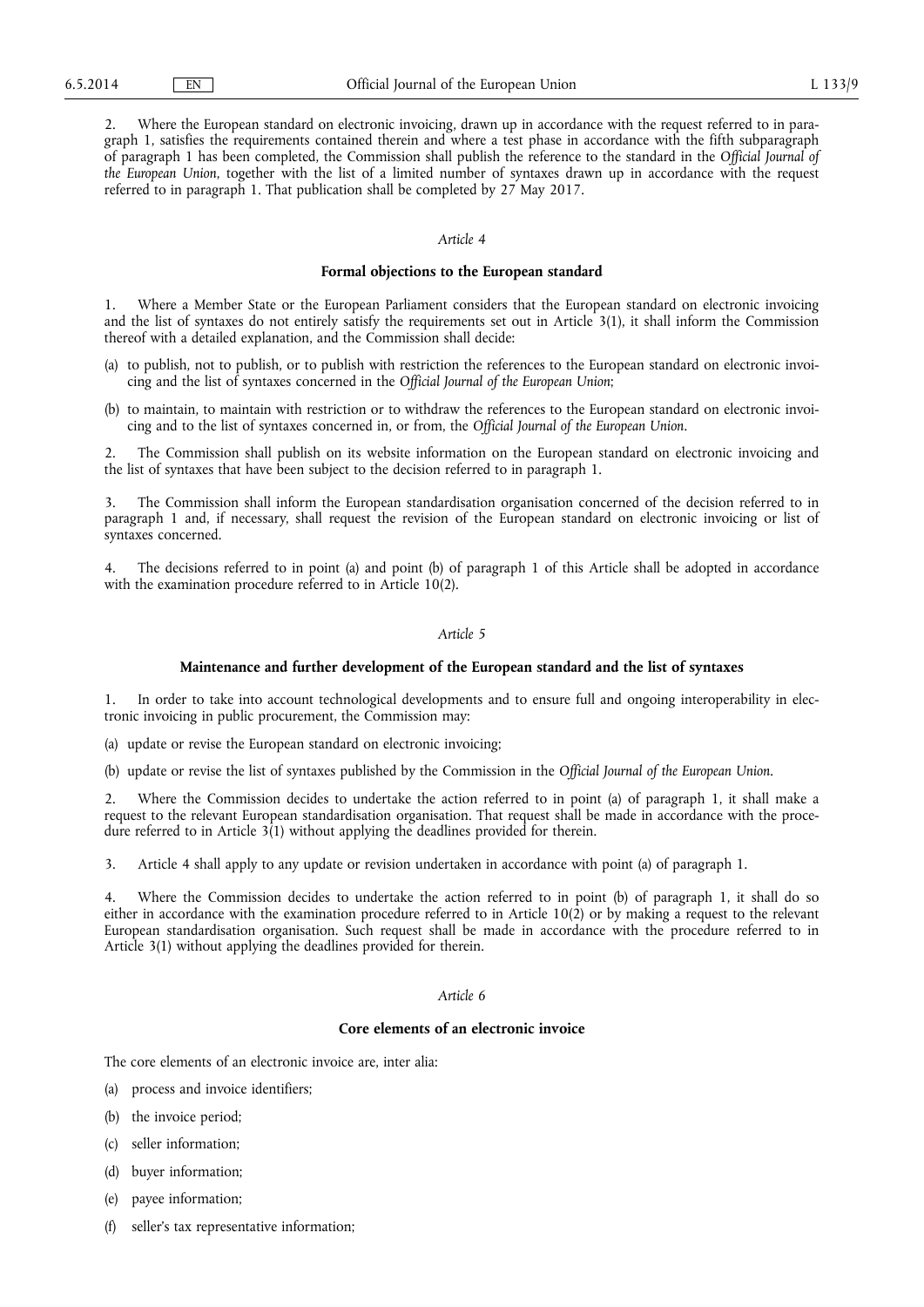2. Where the European standard on electronic invoicing, drawn up in accordance with the request referred to in paragraph 1, satisfies the requirements contained therein and where a test phase in accordance with the fifth subparagraph of paragraph 1 has been completed, the Commission shall publish the reference to the standard in the *Official Journal of the European Union*, together with the list of a limited number of syntaxes drawn up in accordance with the request referred to in paragraph 1. That publication shall be completed by 27 May 2017.

*Article 4*

**Formal objections to the European standard**

1. Where a Member State or the European Parliament considers that the European standard on electronic invoicing and the list of syntaxes do not entirely satisfy the requirements set out in Article 3(1), it shall inform the Commission thereof with a detailed explanation, and the Commission shall decide:

(a) to publish, not to publish, or to publish with restriction the references to the European standard on electronic invoicing and the list of syntaxes concerned in the *Official Journal of the European Union*;

(b) to maintain, to maintain with restriction or to withdraw the references to the European standard on electronic invoicing and to the list of syntaxes concerned in, or from, the *Official Journal of the European Union*.

2. The Commission shall publish on its website information on the European standard on electronic invoicing and the list of syntaxes that have been subject to the decision referred to in paragraph 1.

3. The Commission shall inform the European standardisation organisation concerned of the decision referred to in paragraph 1 and, if necessary, shall request the revision of the European standard on electronic invoicing or list of syntaxes concerned.

4. The decisions referred to in point (a) and point (b) of paragraph 1 of this Article shall be adopted in accordance with the examination procedure referred to in Article 10(2).

*Article 5*

**Maintenance and further development of the European standard and the list of syntaxes**

1. In order to take into account technological developments and to ensure full and ongoing interoperability in electronic invoicing in public procurement, the Commission may:

(a) update or revise the European standard on electronic invoicing;

(b) update or revise the list of syntaxes published by the Commission in the *Official Journal of the European Union*.

2. Where the Commission decides to undertake the action referred to in point (a) of paragraph 1, it shall make a request to the relevant European standardisation organisation. That request shall be made in accordance with the procedure referred to in Article 3(1) without applying the deadlines provided for therein.

3. Article 4 shall apply to any update or revision undertaken in accordance with point (a) of paragraph 1.

4. Where the Commission decides to undertake the action referred to in point (b) of paragraph 1, it shall do so either in accordance with the examination procedure referred to in Article 10(2) or by making a request to the relevant European standardisation organisation. Such request shall be made in accordance with the procedure referred to in Article 3(1) without applying the deadlines provided for therein.

*Article 6*

**Core elements of an electronic invoice**

The core elements of an electronic invoice are, inter alia:

(a) process and invoice identifiers;

(b) the invoice period;

(c) seller information;

(d) buyer information;

(e) payee information;

(f) seller's tax representative information;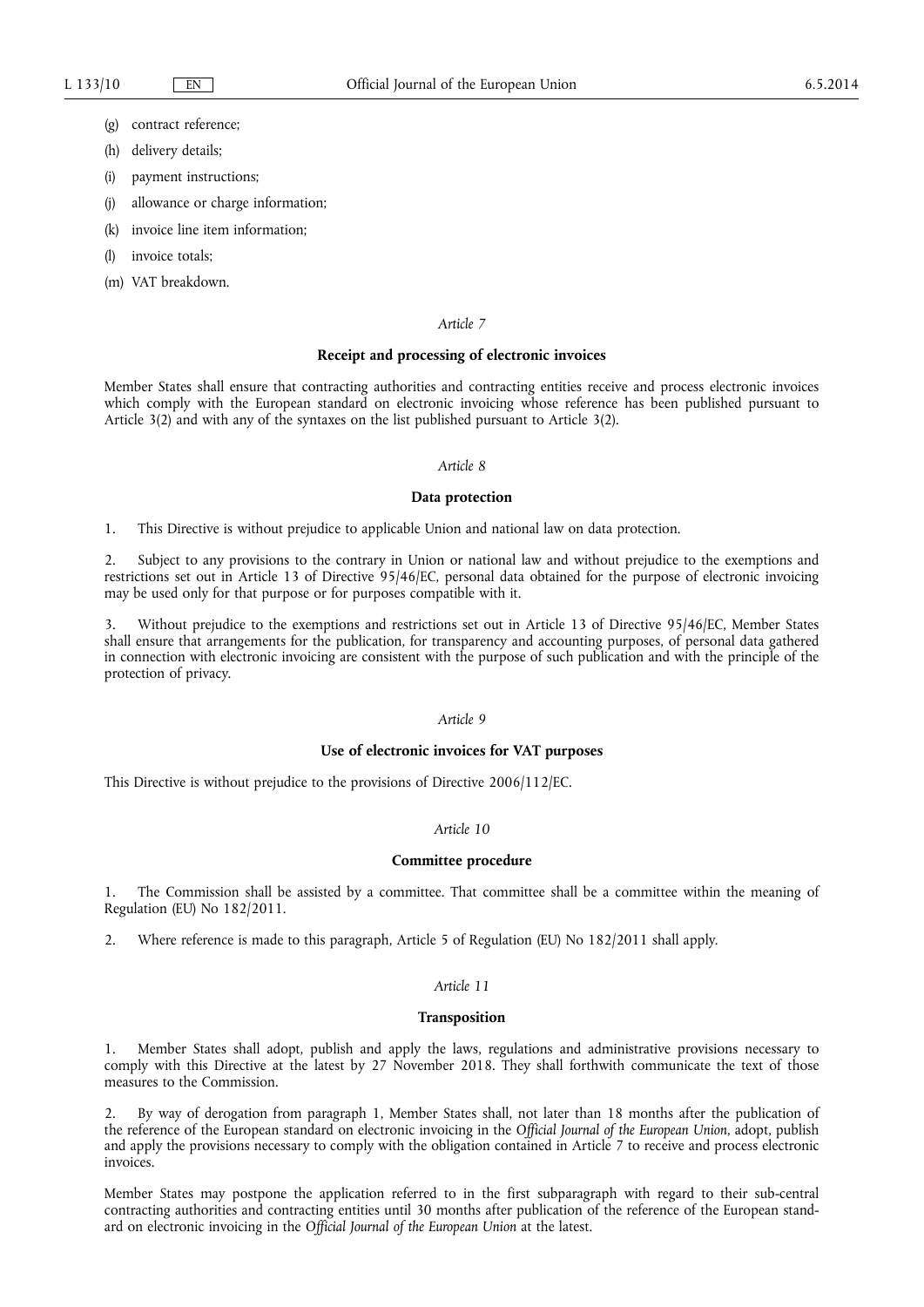(g) contract reference;

(h) delivery details;

(i) payment instructions;

(j) allowance or charge information;

(k) invoice line item information;

(l) invoice totals;

(m) VAT breakdown.

*Article 7*

**Receipt and processing of electronic invoices**

Member States shall ensure that contracting authorities and contracting entities receive and process electronic invoices which comply with the European standard on electronic invoicing whose reference has been published pursuant to Article 3(2) and with any of the syntaxes on the list published pursuant to Article 3(2).

*Article 8*

**Data protection**

1. This Directive is without prejudice to applicable Union and national law on data protection.

2. Subject to any provisions to the contrary in Union or national law and without prejudice to the exemptions and restrictions set out in Article 13 of Directive 95/46/EC, personal data obtained for the purpose of electronic invoicing may be used only for that purpose or for purposes compatible with it.

3. Without prejudice to the exemptions and restrictions set out in Article 13 of Directive 95/46/EC, Member States shall ensure that arrangements for the publication, for transparency and accounting purposes, of personal data gathered in connection with electronic invoicing are consistent with the purpose of such publication and with the principle of the protection of privacy.

*Article 9*

**Use of electronic invoices for VAT purposes**

This Directive is without prejudice to the provisions of Directive 2006/112/EC.

*Article 10*

**Committee procedure**

1. The Commission shall be assisted by a committee. That committee shall be a committee within the meaning of Regulation (EU) No 182/2011.

2. Where reference is made to this paragraph, Article 5 of Regulation (EU) No 182/2011 shall apply.

*Article 11*

**Transposition**

1. Member States shall adopt, publish and apply the laws, regulations and administrative provisions necessary to comply with this Directive at the latest by 27 November 2018. They shall forthwith communicate the text of those measures to the Commission.

2. By way of derogation from paragraph 1, Member States shall, not later than 18 months after the publication of the reference of the European standard on electronic invoicing in the *Official Journal of the European Union*, adopt, publish and apply the provisions necessary to comply with the obligation contained in Article 7 to receive and process electronic invoices.

Member States may postpone the application referred to in the first subparagraph with regard to their sub-central contracting authorities and contracting entities until 30 months after publication of the reference of the European standard on electronic invoicing in the *Official Journal of the European Union* at the latest.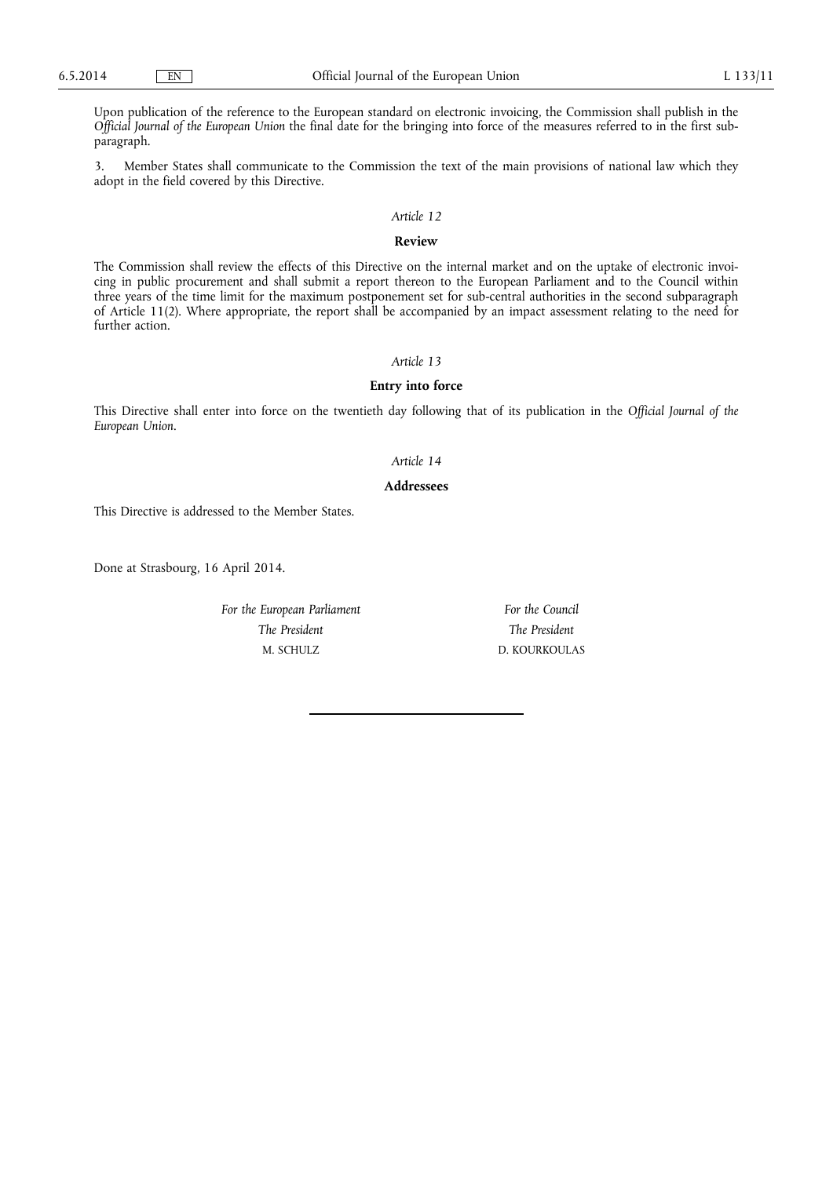Upon publication of the reference to the European standard on electronic invoicing, the Commission shall publish in the *Official Journal of the European Union* the final date for the bringing into force of the measures referred to in the first subparagraph.

3. Member States shall communicate to the Commission the text of the main provisions of national law which they adopt in the field covered by this Directive.

*Article 12*

**Review**

The Commission shall review the effects of this Directive on the internal market and on the uptake of electronic invoicing in public procurement and shall submit a report thereon to the European Parliament and to the Council within three years of the time limit for the maximum postponement set for sub-central authorities in the second subparagraph of Article 11(2). Where appropriate, the report shall be accompanied by an impact assessment relating to the need for further action.

*Article 13*

**Entry into force**

This Directive shall enter into force on the twentieth day following that of its publication in the *Official Journal of the European Union*.

*Article 14*

**Addressees**

This Directive is addressed to the Member States.

Done at Strasbourg, 16 April 2014.

*For the European Parliament*
*The President*
M. SCHULZ

*For the Council*
*The President*
D. KOURKOULAS